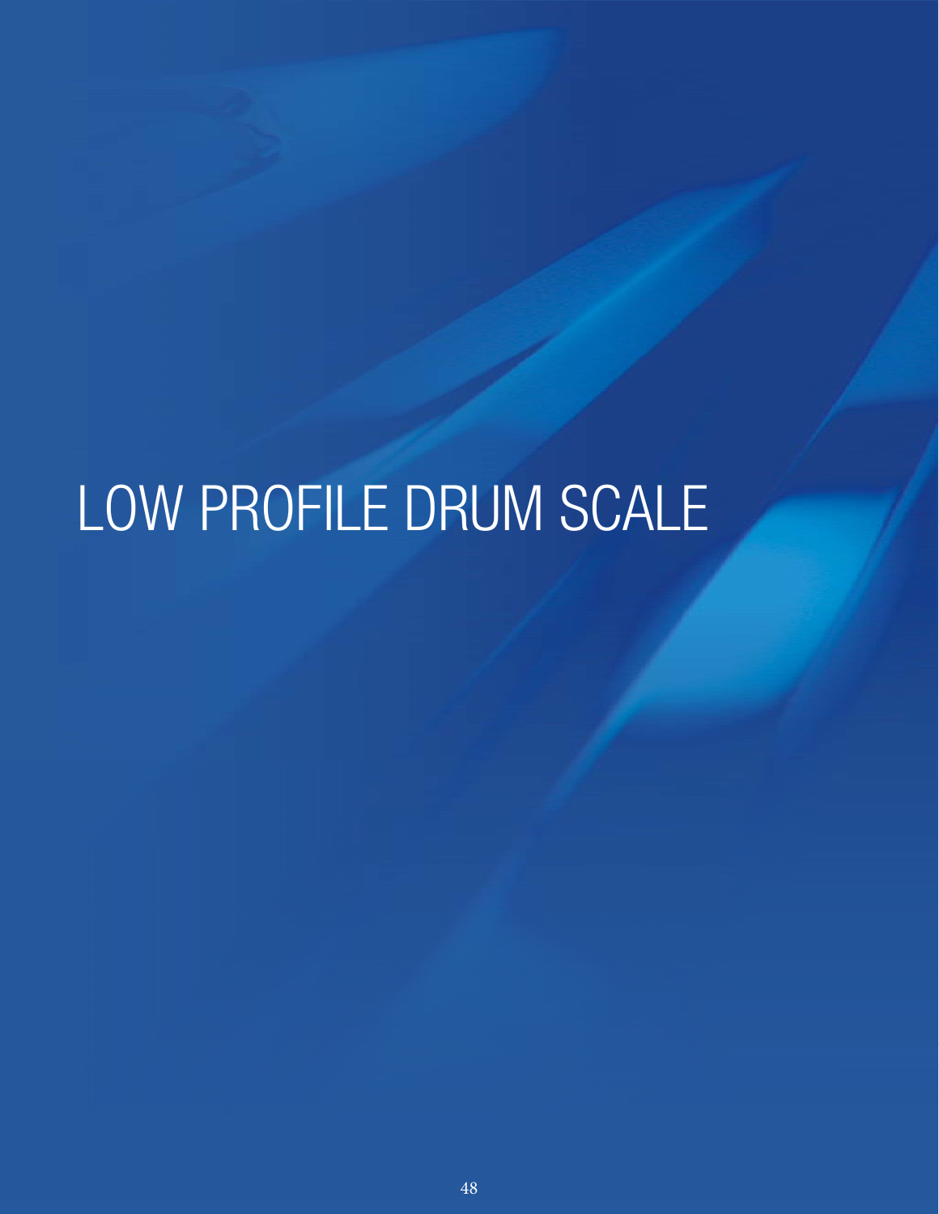# LOW PROFILE DRUM SCALE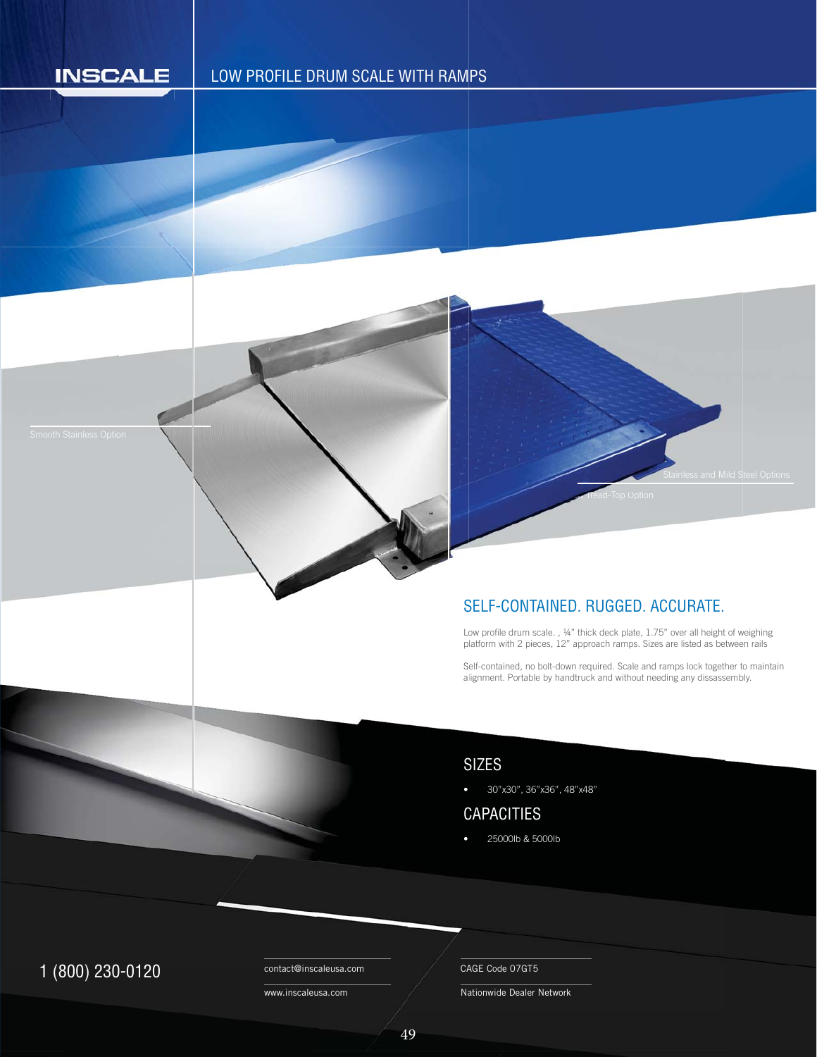# INSCALE

## LOW PROFILE DRUM SCALE WITH RAMPS

Smooth Stainless Option

Stainless and Mild Steel Options

Tread-Top Option

## SELF-CONTAINED. RUGGED. ACCURATE.

Low profile drum scale. , ¼" thick deck plate, 1.75" over all height of weighing platform with 2 pieces, 12" approach ramps. Sizes are listed as between rails

Self-contained, no bolt-down required. Scale and ramps lock together to maintain alignment. Portable by handtruck and without needing any dissassembly.

## SIZES

- 30"x30", 36"x36", 48"x48"

## CAPACITIES

- 25000lb & 5000lb

1 (800) 230-0120

contact@inscaleusa.com

www.inscaleusa.com

CAGE Code 07GT5

Nationwide Dealer Network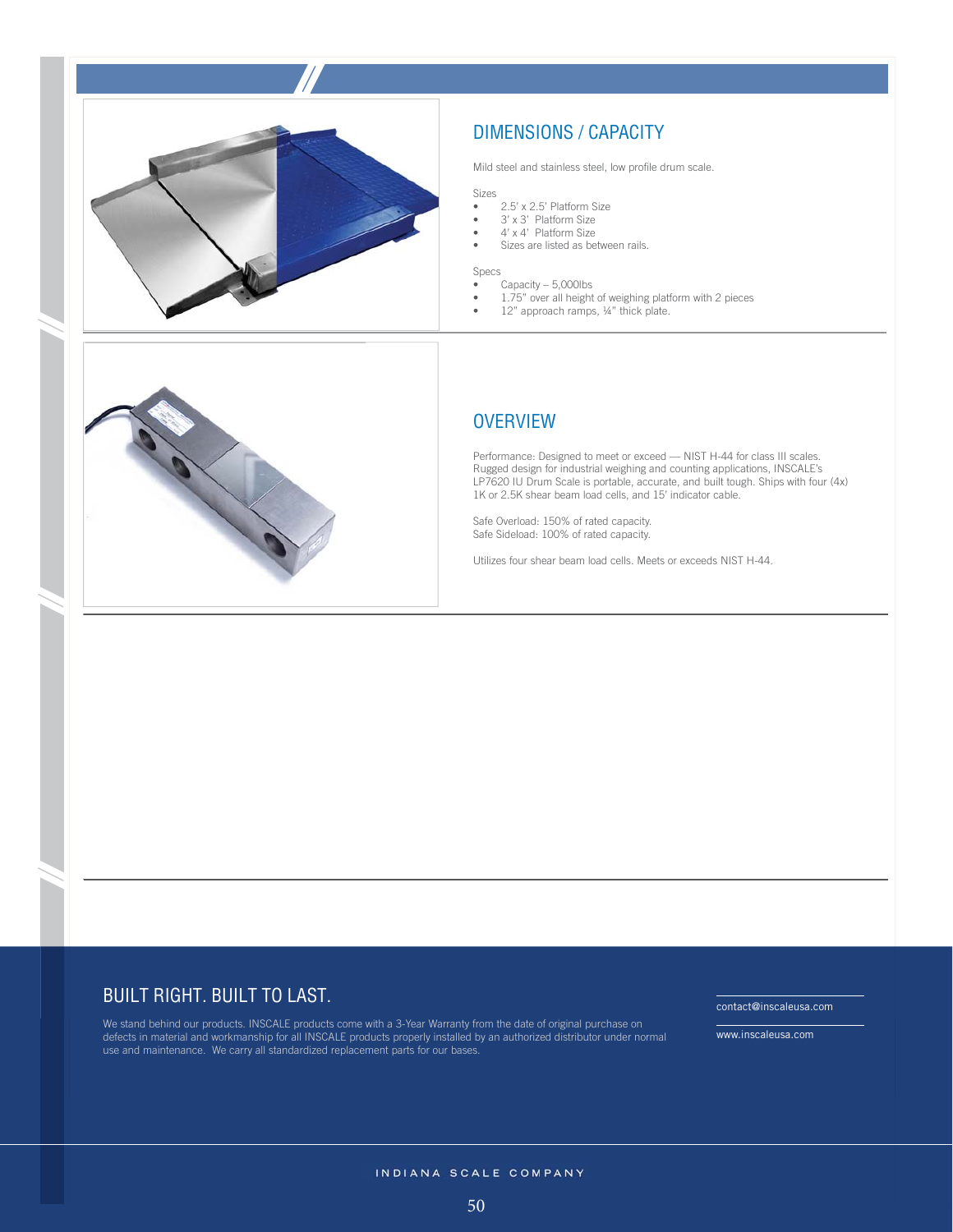## DIMENSIONS / CAPACITY

Mild steel and stainless steel, low profile drum scale.

Sizes

- 2.5' x 2.5' Platform Size
- 3' x 3' Platform Size
- 4' x 4' Platform Size
- Sizes are listed as between rails.

Specs

- Capacity – 5,000lbs
- 1.75" over all height of weighing platform with 2 pieces
- 12" approach ramps, ¼" thick plate.

## OVERVIEW

Performance: Designed to meet or exceed — NIST H-44 for class III scales. Rugged design for industrial weighing and counting applications, INSCALE's LP7620 IU Drum Scale is portable, accurate, and built tough. Ships with four (4x) 1K or 2.5K shear beam load cells, and 15' indicator cable.

Safe Overload: 150% of rated capacity.
Safe Sideload: 100% of rated capacity.

Utilizes four shear beam load cells. Meets or exceeds NIST H-44.

## BUILT RIGHT. BUILT TO LAST.

We stand behind our products. INSCALE products come with a 3-Year Warranty from the date of original purchase on defects in material and workmanship for all INSCALE products properly installed by an authorized distributor under normal use and maintenance. We carry all standardized replacement parts for our bases.

contact@inscaleusa.com

www.inscaleusa.com

INDIANA SCALE COMPANY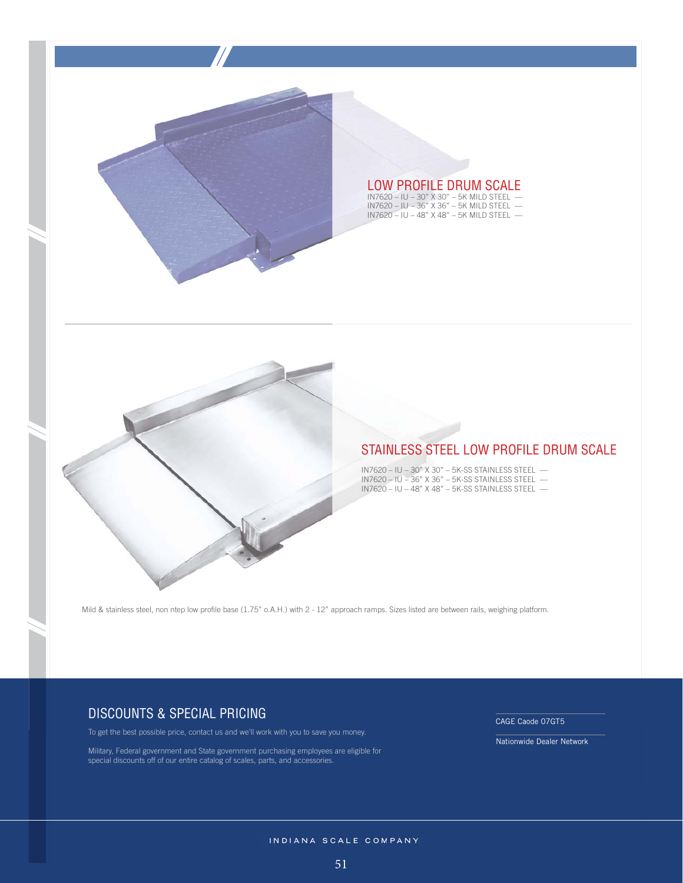## LOW PROFILE DRUM SCALE

IN7620 – IU – 30" X 30" – 5K MILD STEEL —
IN7620 – IU – 36" X 36" – 5K MILD STEEL —
IN7620 – IU – 48" X 48" – 5K MILD STEEL —

## STAINLESS STEEL LOW PROFILE DRUM SCALE

IN7620 – IU – 30" X 30" – 5K-SS STAINLESS STEEL —
IN7620 – IU – 36" X 36" – 5K-SS STAINLESS STEEL —
IN7620 – IU – 48" X 48" – 5K-SS STAINLESS STEEL —

Mild & stainless steel, non ntep low profile base (1.75" o.A.H.) with 2 - 12" approach ramps. Sizes listed are between rails, weighing platform.

## DISCOUNTS & SPECIAL PRICING

To get the best possible price, contact us and we'll work with you to save you money.

Military, Federal government and State government purchasing employees are eligible for special discounts off of our entire catalog of scales, parts, and accessories.

CAGE Caode 07GT5

Nationwide Dealer Network

INDIANA SCALE COMPANY